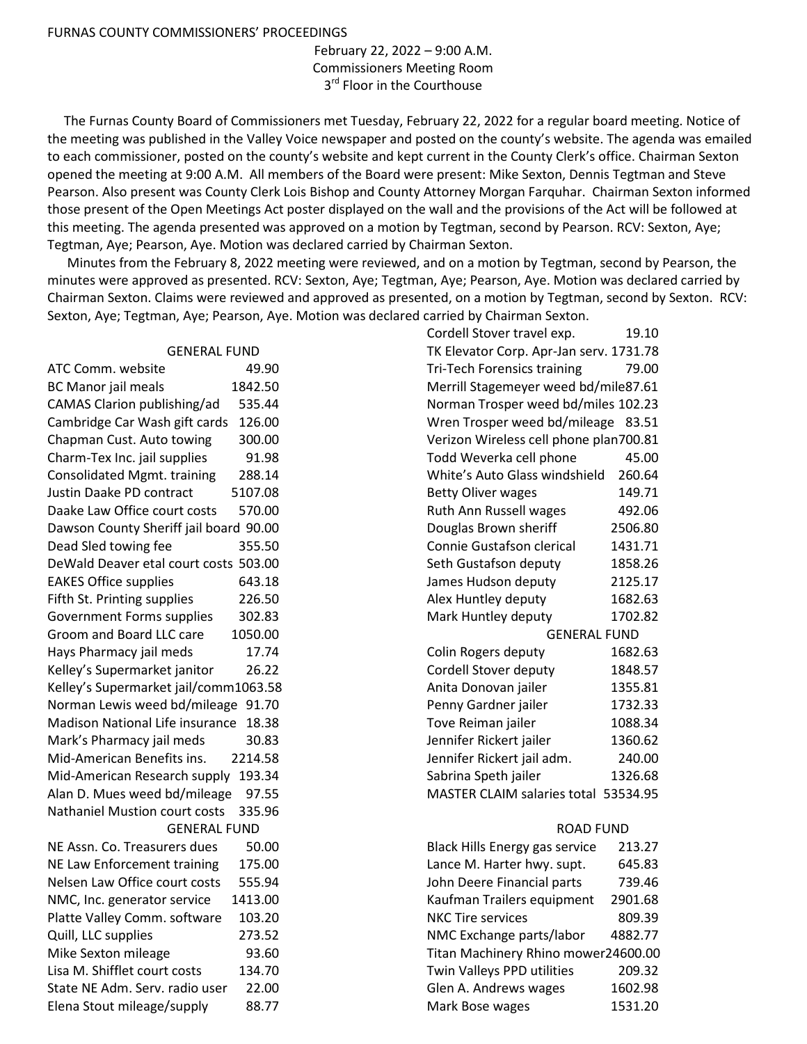FURNAS COUNTY COMMISSIONERS' PROCEEDINGS

February 22, 2022 – 9:00 A.M.
Commissioners Meeting Room
3rd Floor in the Courthouse

The Furnas County Board of Commissioners met Tuesday, February 22, 2022 for a regular board meeting. Notice of the meeting was published in the Valley Voice newspaper and posted on the county's website. The agenda was emailed to each commissioner, posted on the county's website and kept current in the County Clerk's office. Chairman Sexton opened the meeting at 9:00 A.M. All members of the Board were present: Mike Sexton, Dennis Tegtman and Steve Pearson. Also present was County Clerk Lois Bishop and County Attorney Morgan Farquhar. Chairman Sexton informed those present of the Open Meetings Act poster displayed on the wall and the provisions of the Act will be followed at this meeting. The agenda presented was approved on a motion by Tegtman, second by Pearson. RCV: Sexton, Aye; Tegtman, Aye; Pearson, Aye. Motion was declared carried by Chairman Sexton.

Minutes from the February 8, 2022 meeting were reviewed, and on a motion by Tegtman, second by Pearson, the minutes were approved as presented. RCV: Sexton, Aye; Tegtman, Aye; Pearson, Aye. Motion was declared carried by Chairman Sexton. Claims were reviewed and approved as presented, on a motion by Tegtman, second by Sexton. RCV: Sexton, Aye; Tegtman, Aye; Pearson, Aye. Motion was declared carried by Chairman Sexton.

GENERAL FUND

| | |
|---|---|
| ATC Comm. website | 49.90 |
| BC Manor jail meals | 1842.50 |
| CAMAS Clarion publishing/ad | 535.44 |
| Cambridge Car Wash gift cards | 126.00 |
| Chapman Cust. Auto towing | 300.00 |
| Charm-Tex Inc. jail supplies | 91.98 |
| Consolidated Mgmt. training | 288.14 |
| Justin Daake PD contract | 5107.08 |
| Daake Law Office court costs | 570.00 |
| Dawson County Sheriff jail board | 90.00 |
| Dead Sled towing fee | 355.50 |
| DeWald Deaver etal court costs | 503.00 |
| EAKES Office supplies | 643.18 |
| Fifth St. Printing supplies | 226.50 |
| Government Forms supplies | 302.83 |
| Groom and Board LLC care | 1050.00 |
| Hays Pharmacy jail meds | 17.74 |
| Kelley's Supermarket janitor | 26.22 |
| Kelley's Supermarket jail/comm | 1063.58 |
| Norman Lewis weed bd/mileage | 91.70 |
| Madison National Life insurance | 18.38 |
| Mark's Pharmacy jail meds | 30.83 |
| Mid-American Benefits ins. | 2214.58 |
| Mid-American Research supply | 193.34 |
| Alan D. Mues weed bd/mileage | 97.55 |
| Nathaniel Mustion court costs | 335.96 |

GENERAL FUND

| | |
|---|---|
| NE Assn. Co. Treasurers dues | 50.00 |
| NE Law Enforcement training | 175.00 |
| Nelsen Law Office court costs | 555.94 |
| NMC, Inc. generator service | 1413.00 |
| Platte Valley Comm. software | 103.20 |
| Quill, LLC supplies | 273.52 |
| Mike Sexton mileage | 93.60 |
| Lisa M. Shifflet court costs | 134.70 |
| State NE Adm. Serv. radio user | 22.00 |
| Elena Stout mileage/supply | 88.77 |
| Cordell Stover travel exp. | 19.10 |
| TK Elevator Corp. Apr-Jan serv. | 1731.78 |
| Tri-Tech Forensics training | 79.00 |
| Merrill Stagemeyer weed bd/mile | 87.61 |
| Norman Trosper weed bd/miles | 102.23 |
| Wren Trosper weed bd/mileage | 83.51 |
| Verizon Wireless cell phone plan | 700.81 |
| Todd Weverka cell phone | 45.00 |
| White's Auto Glass windshield | 260.64 |
| Betty Oliver wages | 149.71 |
| Ruth Ann Russell wages | 492.06 |
| Douglas Brown sheriff | 2506.80 |
| Connie Gustafson clerical | 1431.71 |
| Seth Gustafson deputy | 1858.26 |
| James Hudson deputy | 2125.17 |
| Alex Huntley deputy | 1682.63 |
| Mark Huntley deputy | 1702.82 |

GENERAL FUND

| | |
|---|---|
| Colin Rogers deputy | 1682.63 |
| Cordell Stover deputy | 1848.57 |
| Anita Donovan jailer | 1355.81 |
| Penny Gardner jailer | 1732.33 |
| Tove Reiman jailer | 1088.34 |
| Jennifer Rickert jailer | 1360.62 |
| Jennifer Rickert jail adm. | 240.00 |
| Sabrina Speth jailer | 1326.68 |
| MASTER CLAIM salaries total | 53534.95 |

ROAD FUND

| | |
|---|---|
| Black Hills Energy gas service | 213.27 |
| Lance M. Harter hwy. supt. | 645.83 |
| John Deere Financial parts | 739.46 |
| Kaufman Trailers equipment | 2901.68 |
| NKC Tire services | 809.39 |
| NMC Exchange parts/labor | 4882.77 |
| Titan Machinery Rhino mower | 24600.00 |
| Twin Valleys PPD utilities | 209.32 |
| Glen A. Andrews wages | 1602.98 |
| Mark Bose wages | 1531.20 |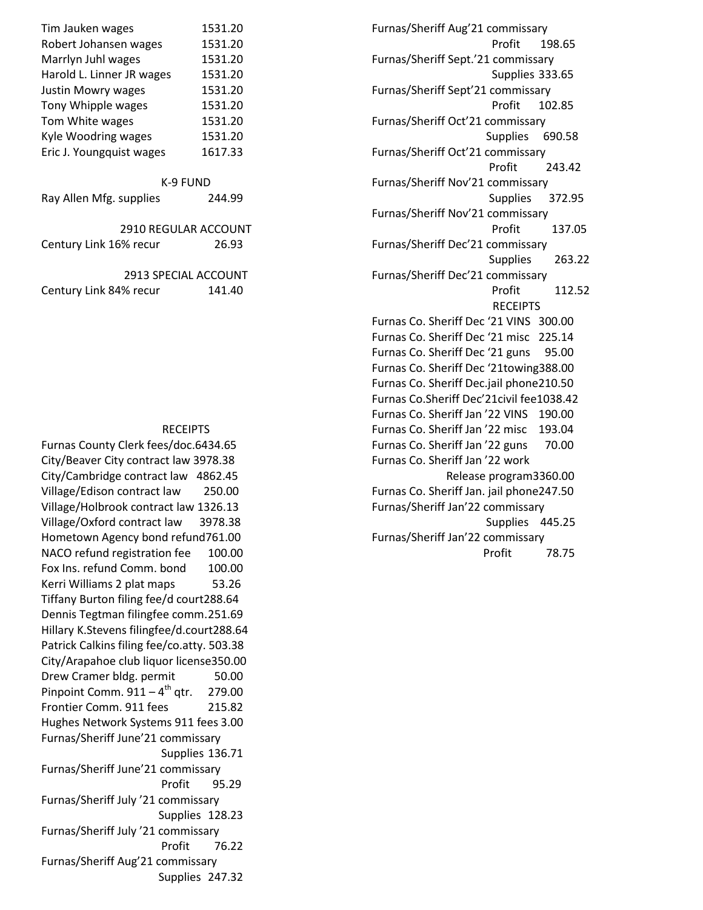| | |
|---|---|
| Tim Jauken wages | 1531.20 |
| Robert Johansen wages | 1531.20 |
| Marrlyn Juhl wages | 1531.20 |
| Harold L. Linner JR wages | 1531.20 |
| Justin Mowry wages | 1531.20 |
| Tony Whipple wages | 1531.20 |
| Tom White wages | 1531.20 |
| Kyle Woodring wages | 1531.20 |
| Eric J. Youngquist wages | 1617.33 |

K-9 FUND

| | |
|---|---|
| Ray Allen Mfg. supplies | 244.99 |

2910 REGULAR ACCOUNT

| | |
|---|---|
| Century Link 16% recur | 26.93 |

2913 SPECIAL ACCOUNT

| | |
|---|---|
| Century Link 84% recur | 141.40 |

RECEIPTS

| | |
|---|---|
| Furnas County Clerk fees/doc. | 6434.65 |
| City/Beaver City contract law | 3978.38 |
| City/Cambridge contract law | 4862.45 |
| Village/Edison contract law | 250.00 |
| Village/Holbrook contract law | 1326.13 |
| Village/Oxford contract law | 3978.38 |
| Hometown Agency bond refund | 761.00 |
| NACO refund registration fee | 100.00 |
| Fox Ins. refund Comm. bond | 100.00 |
| Kerri Williams 2 plat maps | 53.26 |
| Tiffany Burton filing fee/d court | 288.64 |
| Dennis Tegtman filingfee comm. | 251.69 |
| Hillary K.Stevens filingfee/d.court | 288.64 |
| Patrick Calkins filing fee/co.atty. | 503.38 |
| City/Arapahoe club liquor license | 350.00 |
| Drew Cramer bldg. permit | 50.00 |
| Pinpoint Comm. 911 – 4th qtr. | 279.00 |
| Frontier Comm. 911 fees | 215.82 |
| Hughes Network Systems 911 fees | 3.00 |
| Furnas/Sheriff June'21 commissary Supplies | 136.71 |
| Furnas/Sheriff June'21 commissary Profit | 95.29 |
| Furnas/Sheriff July '21 commissary Supplies | 128.23 |
| Furnas/Sheriff July '21 commissary Profit | 76.22 |
| Furnas/Sheriff Aug'21 commissary Supplies | 247.32 |
| Furnas/Sheriff Aug'21 commissary Profit | 198.65 |
| Furnas/Sheriff Sept.'21 commissary Supplies | 333.65 |
| Furnas/Sheriff Sept'21 commissary Profit | 102.85 |
| Furnas/Sheriff Oct'21 commissary Supplies | 690.58 |
| Furnas/Sheriff Oct'21 commissary Profit | 243.42 |
| Furnas/Sheriff Nov'21 commissary Supplies | 372.95 |
| Furnas/Sheriff Nov'21 commissary Profit | 137.05 |
| Furnas/Sheriff Dec'21 commissary Supplies | 263.22 |
| Furnas/Sheriff Dec'21 commissary Profit | 112.52 |

RECEIPTS

| | |
|---|---|
| Furnas Co. Sheriff Dec '21 VINS | 300.00 |
| Furnas Co. Sheriff Dec '21 misc | 225.14 |
| Furnas Co. Sheriff Dec '21 guns | 95.00 |
| Furnas Co. Sheriff Dec '21towing | 388.00 |
| Furnas Co. Sheriff Dec.jail phone | 210.50 |
| Furnas Co.Sheriff Dec'21civil fee | 1038.42 |
| Furnas Co. Sheriff Jan '22 VINS | 190.00 |
| Furnas Co. Sheriff Jan '22 misc | 193.04 |
| Furnas Co. Sheriff Jan '22 guns | 70.00 |
| Furnas Co. Sheriff Jan '22 work Release program | 3360.00 |
| Furnas Co. Sheriff Jan. jail phone | 247.50 |
| Furnas/Sheriff Jan'22 commissary Supplies | 445.25 |
| Furnas/Sheriff Jan'22 commissary Profit | 78.75 |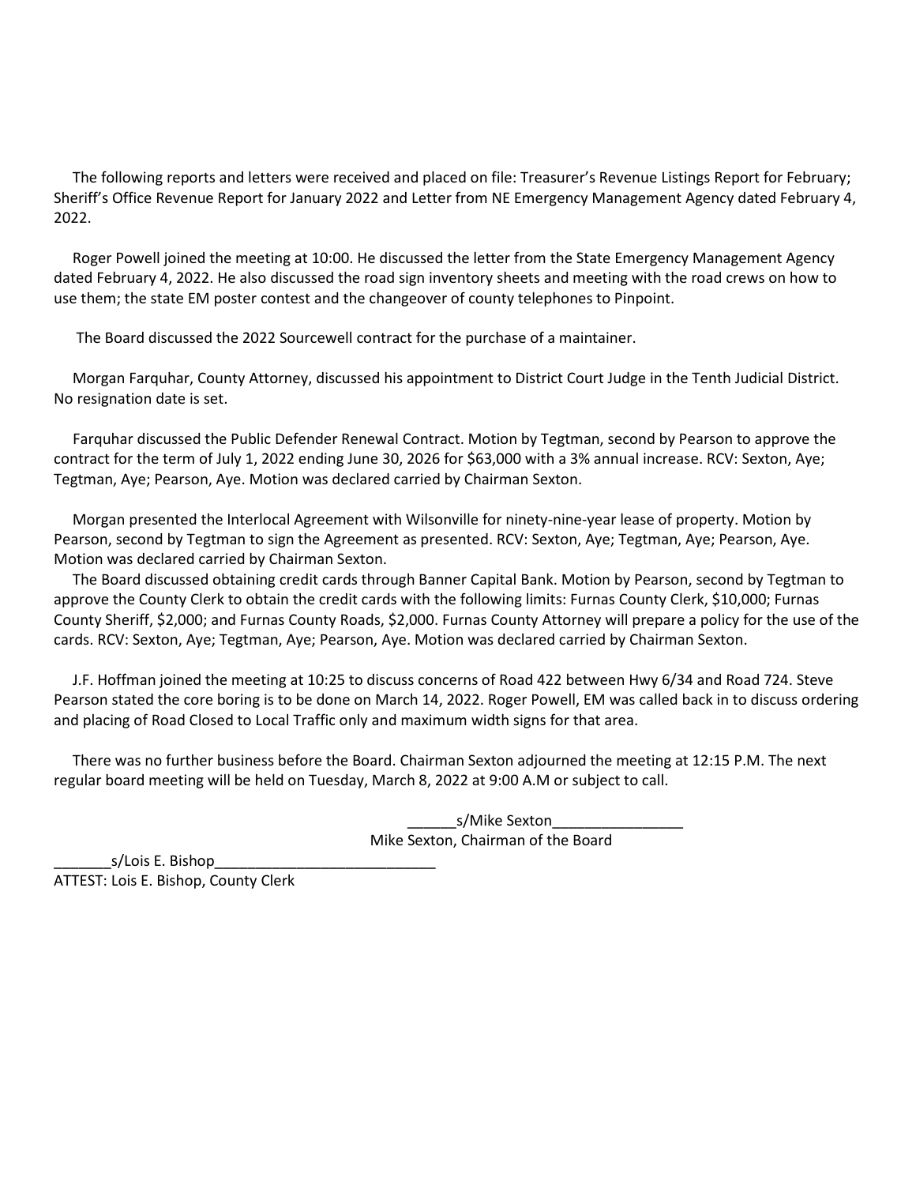The following reports and letters were received and placed on file: Treasurer's Revenue Listings Report for February; Sheriff's Office Revenue Report for January 2022 and Letter from NE Emergency Management Agency dated February 4, 2022.

Roger Powell joined the meeting at 10:00. He discussed the letter from the State Emergency Management Agency dated February 4, 2022. He also discussed the road sign inventory sheets and meeting with the road crews on how to use them; the state EM poster contest and the changeover of county telephones to Pinpoint.

The Board discussed the 2022 Sourcewell contract for the purchase of a maintainer.

Morgan Farquhar, County Attorney, discussed his appointment to District Court Judge in the Tenth Judicial District. No resignation date is set.

Farquhar discussed the Public Defender Renewal Contract. Motion by Tegtman, second by Pearson to approve the contract for the term of July 1, 2022 ending June 30, 2026 for $63,000 with a 3% annual increase. RCV: Sexton, Aye; Tegtman, Aye; Pearson, Aye. Motion was declared carried by Chairman Sexton.

Morgan presented the Interlocal Agreement with Wilsonville for ninety-nine-year lease of property. Motion by Pearson, second by Tegtman to sign the Agreement as presented. RCV: Sexton, Aye; Tegtman, Aye; Pearson, Aye. Motion was declared carried by Chairman Sexton.

The Board discussed obtaining credit cards through Banner Capital Bank. Motion by Pearson, second by Tegtman to approve the County Clerk to obtain the credit cards with the following limits: Furnas County Clerk, $10,000; Furnas County Sheriff, $2,000; and Furnas County Roads, $2,000. Furnas County Attorney will prepare a policy for the use of the cards. RCV: Sexton, Aye; Tegtman, Aye; Pearson, Aye. Motion was declared carried by Chairman Sexton.

J.F. Hoffman joined the meeting at 10:25 to discuss concerns of Road 422 between Hwy 6/34 and Road 724. Steve Pearson stated the core boring is to be done on March 14, 2022. Roger Powell, EM was called back in to discuss ordering and placing of Road Closed to Local Traffic only and maximum width signs for that area.

There was no further business before the Board. Chairman Sexton adjourned the meeting at 12:15 P.M. The next regular board meeting will be held on Tuesday, March 8, 2022 at 9:00 A.M or subject to call.

______s/Mike Sexton________________
Mike Sexton, Chairman of the Board

_______s/Lois E. Bishop___________________________
ATTEST: Lois E. Bishop, County Clerk